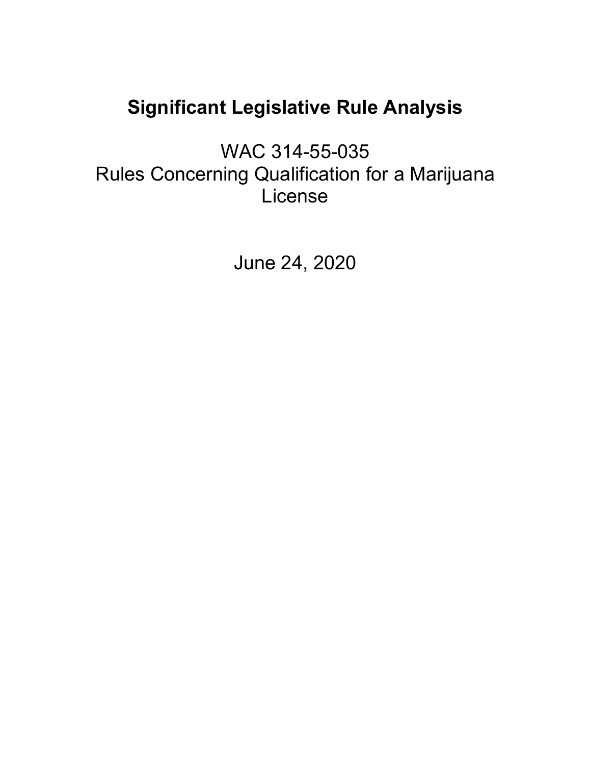# Significant Legislative Rule Analysis

WAC 314-55-035
Rules Concerning Qualification for a Marijuana License

June 24, 2020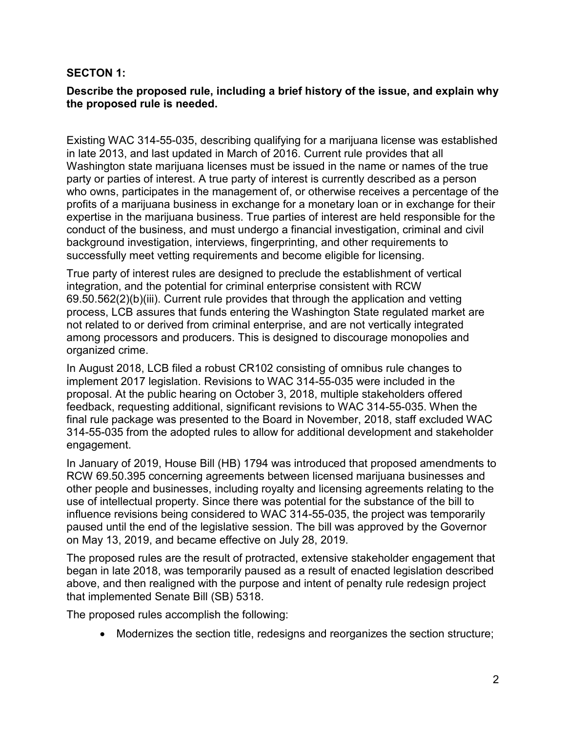**SECTON 1:**

**Describe the proposed rule, including a brief history of the issue, and explain why the proposed rule is needed.**

Existing WAC 314-55-035, describing qualifying for a marijuana license was established in late 2013, and last updated in March of 2016. Current rule provides that all Washington state marijuana licenses must be issued in the name or names of the true party or parties of interest. A true party of interest is currently described as a person who owns, participates in the management of, or otherwise receives a percentage of the profits of a marijuana business in exchange for a monetary loan or in exchange for their expertise in the marijuana business. True parties of interest are held responsible for the conduct of the business, and must undergo a financial investigation, criminal and civil background investigation, interviews, fingerprinting, and other requirements to successfully meet vetting requirements and become eligible for licensing.

True party of interest rules are designed to preclude the establishment of vertical integration, and the potential for criminal enterprise consistent with RCW 69.50.562(2)(b)(iii). Current rule provides that through the application and vetting process, LCB assures that funds entering the Washington State regulated market are not related to or derived from criminal enterprise, and are not vertically integrated among processors and producers. This is designed to discourage monopolies and organized crime.

In August 2018, LCB filed a robust CR102 consisting of omnibus rule changes to implement 2017 legislation. Revisions to WAC 314-55-035 were included in the proposal. At the public hearing on October 3, 2018, multiple stakeholders offered feedback, requesting additional, significant revisions to WAC 314-55-035. When the final rule package was presented to the Board in November, 2018, staff excluded WAC 314-55-035 from the adopted rules to allow for additional development and stakeholder engagement.

In January of 2019, House Bill (HB) 1794 was introduced that proposed amendments to RCW 69.50.395 concerning agreements between licensed marijuana businesses and other people and businesses, including royalty and licensing agreements relating to the use of intellectual property. Since there was potential for the substance of the bill to influence revisions being considered to WAC 314-55-035, the project was temporarily paused until the end of the legislative session. The bill was approved by the Governor on May 13, 2019, and became effective on July 28, 2019.

The proposed rules are the result of protracted, extensive stakeholder engagement that began in late 2018, was temporarily paused as a result of enacted legislation described above, and then realigned with the purpose and intent of penalty rule redesign project that implemented Senate Bill (SB) 5318.

The proposed rules accomplish the following:

- Modernizes the section title, redesigns and reorganizes the section structure;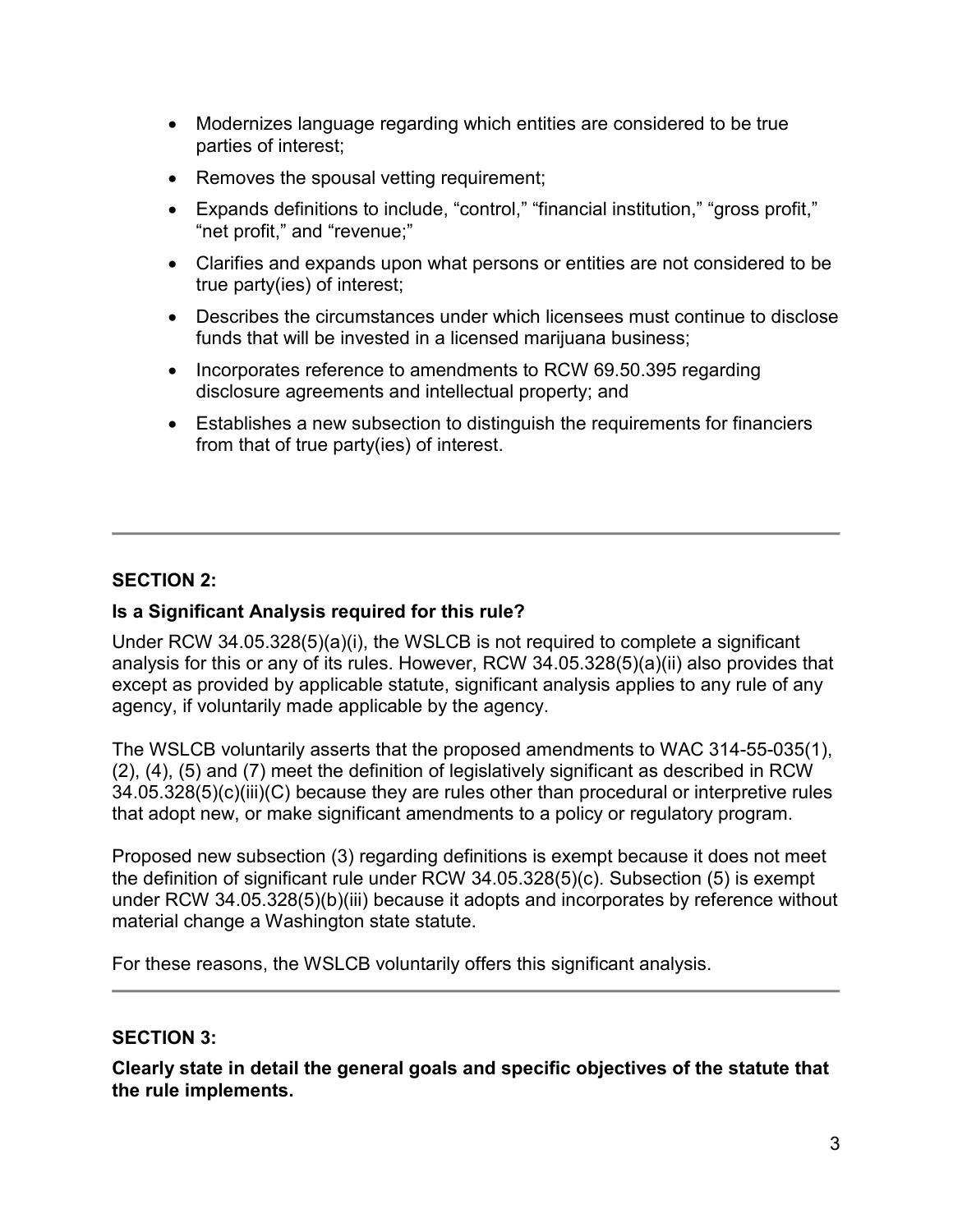- Modernizes language regarding which entities are considered to be true parties of interest;
- Removes the spousal vetting requirement;
- Expands definitions to include, "control," "financial institution," "gross profit," "net profit," and "revenue;"
- Clarifies and expands upon what persons or entities are not considered to be true party(ies) of interest;
- Describes the circumstances under which licensees must continue to disclose funds that will be invested in a licensed marijuana business;
- Incorporates reference to amendments to RCW 69.50.395 regarding disclosure agreements and intellectual property; and
- Establishes a new subsection to distinguish the requirements for financiers from that of true party(ies) of interest.

---

**SECTION 2:**

**Is a Significant Analysis required for this rule?**

Under RCW 34.05.328(5)(a)(i), the WSLCB is not required to complete a significant analysis for this or any of its rules. However, RCW 34.05.328(5)(a)(ii) also provides that except as provided by applicable statute, significant analysis applies to any rule of any agency, if voluntarily made applicable by the agency.

The WSLCB voluntarily asserts that the proposed amendments to WAC 314-55-035(1), (2), (4), (5) and (7) meet the definition of legislatively significant as described in RCW 34.05.328(5)(c)(iii)(C) because they are rules other than procedural or interpretive rules that adopt new, or make significant amendments to a policy or regulatory program.

Proposed new subsection (3) regarding definitions is exempt because it does not meet the definition of significant rule under RCW 34.05.328(5)(c). Subsection (5) is exempt under RCW 34.05.328(5)(b)(iii) because it adopts and incorporates by reference without material change a Washington state statute.

For these reasons, the WSLCB voluntarily offers this significant analysis.

---

**SECTION 3:**

**Clearly state in detail the general goals and specific objectives of the statute that the rule implements.**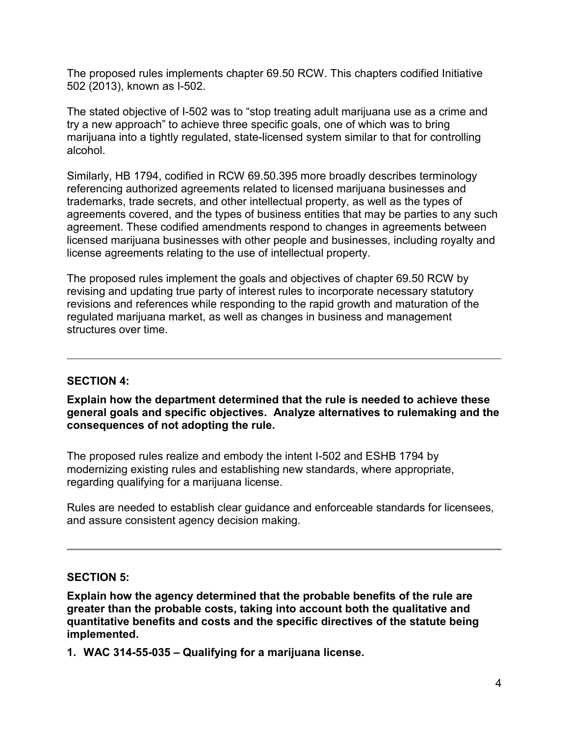The proposed rules implements chapter 69.50 RCW. This chapters codified Initiative 502 (2013), known as I-502.

The stated objective of I-502 was to “stop treating adult marijuana use as a crime and try a new approach” to achieve three specific goals, one of which was to bring marijuana into a tightly regulated, state-licensed system similar to that for controlling alcohol.

Similarly, HB 1794, codified in RCW 69.50.395 more broadly describes terminology referencing authorized agreements related to licensed marijuana businesses and trademarks, trade secrets, and other intellectual property, as well as the types of agreements covered, and the types of business entities that may be parties to any such agreement. These codified amendments respond to changes in agreements between licensed marijuana businesses with other people and businesses, including royalty and license agreements relating to the use of intellectual property.

The proposed rules implement the goals and objectives of chapter 69.50 RCW by revising and updating true party of interest rules to incorporate necessary statutory revisions and references while responding to the rapid growth and maturation of the regulated marijuana market, as well as changes in business and management structures over time.

---

### SECTION 4:

**Explain how the department determined that the rule is needed to achieve these general goals and specific objectives. Analyze alternatives to rulemaking and the consequences of not adopting the rule.**

The proposed rules realize and embody the intent I-502 and ESHB 1794 by modernizing existing rules and establishing new standards, where appropriate, regarding qualifying for a marijuana license.

Rules are needed to establish clear guidance and enforceable standards for licensees, and assure consistent agency decision making.

---

### SECTION 5:

**Explain how the agency determined that the probable benefits of the rule are greater than the probable costs, taking into account both the qualitative and quantitative benefits and costs and the specific directives of the statute being implemented.**

1. **WAC 314-55-035 – Qualifying for a marijuana license.**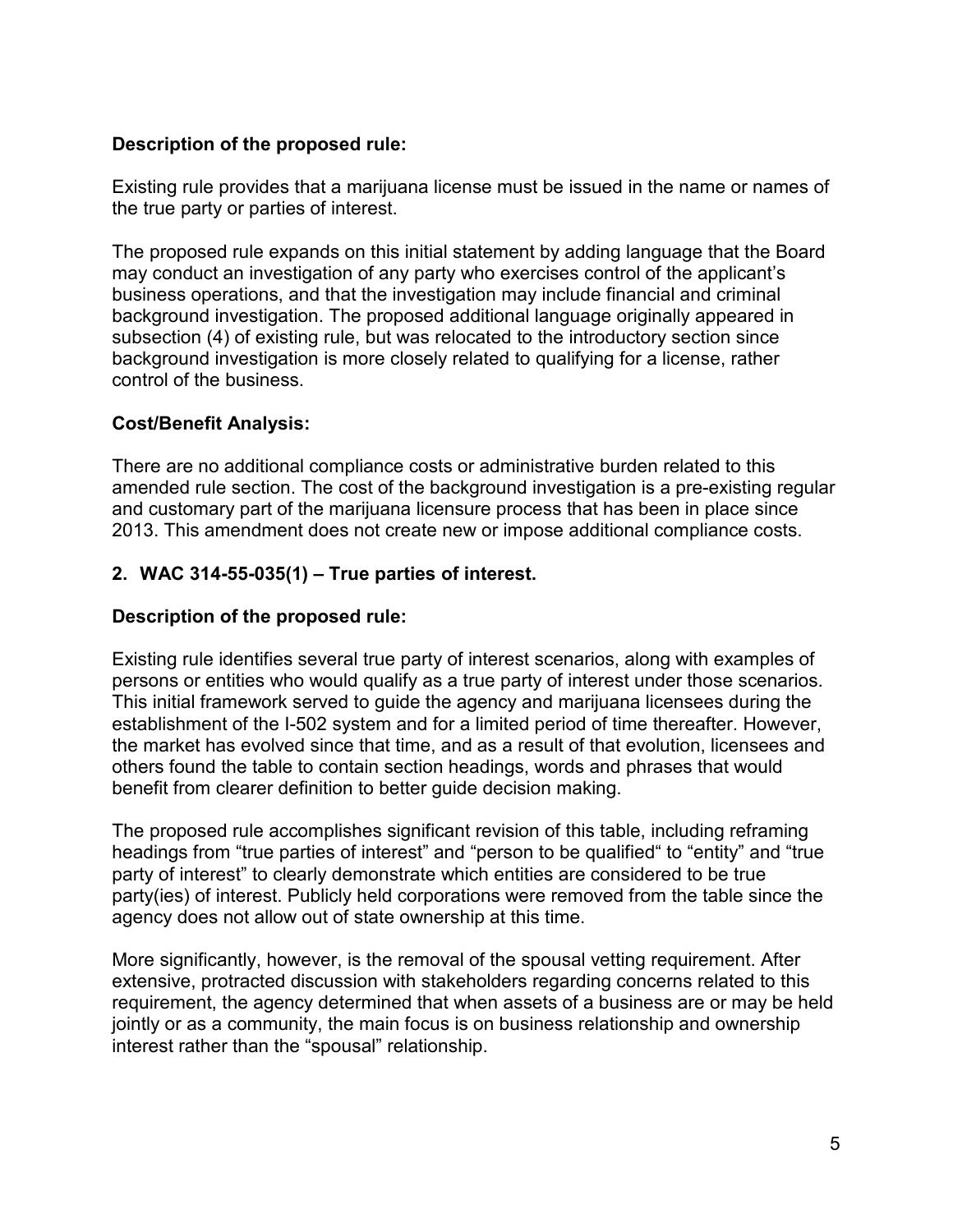**Description of the proposed rule:**

Existing rule provides that a marijuana license must be issued in the name or names of the true party or parties of interest.

The proposed rule expands on this initial statement by adding language that the Board may conduct an investigation of any party who exercises control of the applicant's business operations, and that the investigation may include financial and criminal background investigation. The proposed additional language originally appeared in subsection (4) of existing rule, but was relocated to the introductory section since background investigation is more closely related to qualifying for a license, rather control of the business.

**Cost/Benefit Analysis:**

There are no additional compliance costs or administrative burden related to this amended rule section. The cost of the background investigation is a pre-existing regular and customary part of the marijuana licensure process that has been in place since 2013. This amendment does not create new or impose additional compliance costs.

**2. WAC 314-55-035(1) – True parties of interest.**

**Description of the proposed rule:**

Existing rule identifies several true party of interest scenarios, along with examples of persons or entities who would qualify as a true party of interest under those scenarios. This initial framework served to guide the agency and marijuana licensees during the establishment of the I-502 system and for a limited period of time thereafter. However, the market has evolved since that time, and as a result of that evolution, licensees and others found the table to contain section headings, words and phrases that would benefit from clearer definition to better guide decision making.

The proposed rule accomplishes significant revision of this table, including reframing headings from "true parties of interest" and "person to be qualified" to "entity" and "true party of interest" to clearly demonstrate which entities are considered to be true party(ies) of interest. Publicly held corporations were removed from the table since the agency does not allow out of state ownership at this time.

More significantly, however, is the removal of the spousal vetting requirement. After extensive, protracted discussion with stakeholders regarding concerns related to this requirement, the agency determined that when assets of a business are or may be held jointly or as a community, the main focus is on business relationship and ownership interest rather than the "spousal" relationship.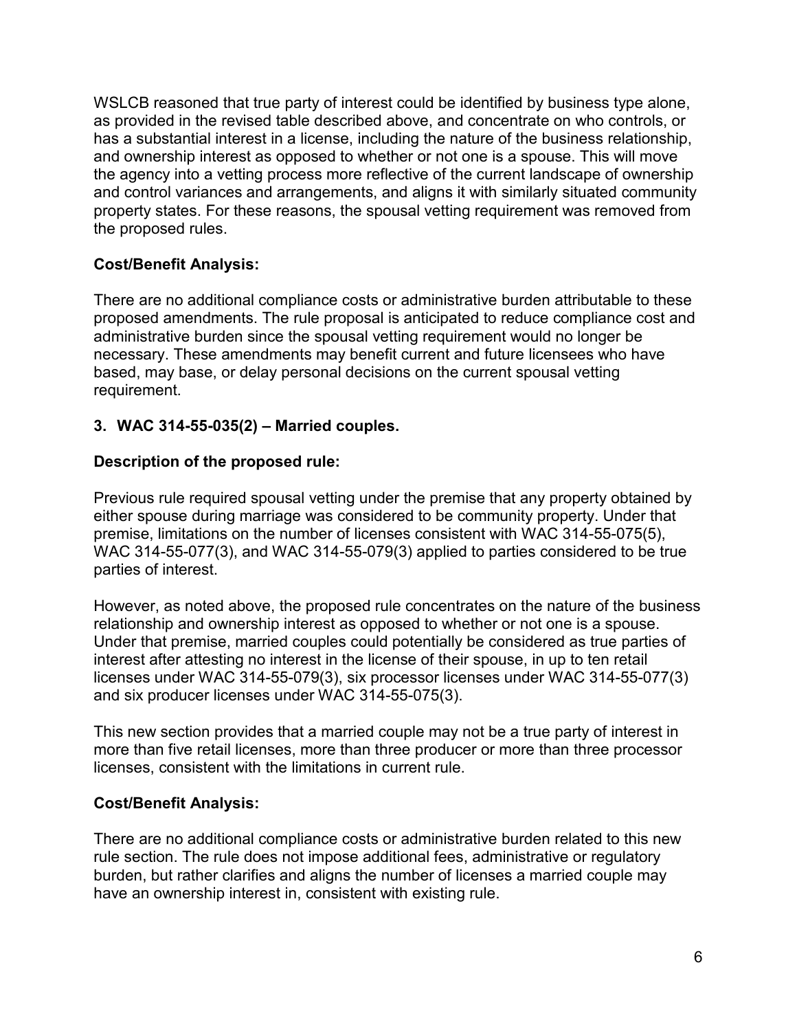WSLCB reasoned that true party of interest could be identified by business type alone, as provided in the revised table described above, and concentrate on who controls, or has a substantial interest in a license, including the nature of the business relationship, and ownership interest as opposed to whether or not one is a spouse. This will move the agency into a vetting process more reflective of the current landscape of ownership and control variances and arrangements, and aligns it with similarly situated community property states. For these reasons, the spousal vetting requirement was removed from the proposed rules.

**Cost/Benefit Analysis:**

There are no additional compliance costs or administrative burden attributable to these proposed amendments. The rule proposal is anticipated to reduce compliance cost and administrative burden since the spousal vetting requirement would no longer be necessary. These amendments may benefit current and future licensees who have based, may base, or delay personal decisions on the current spousal vetting requirement.

**3. WAC 314-55-035(2) – Married couples.**

**Description of the proposed rule:**

Previous rule required spousal vetting under the premise that any property obtained by either spouse during marriage was considered to be community property. Under that premise, limitations on the number of licenses consistent with WAC 314-55-075(5), WAC 314-55-077(3), and WAC 314-55-079(3) applied to parties considered to be true parties of interest.

However, as noted above, the proposed rule concentrates on the nature of the business relationship and ownership interest as opposed to whether or not one is a spouse. Under that premise, married couples could potentially be considered as true parties of interest after attesting no interest in the license of their spouse, in up to ten retail licenses under WAC 314-55-079(3), six processor licenses under WAC 314-55-077(3) and six producer licenses under WAC 314-55-075(3).

This new section provides that a married couple may not be a true party of interest in more than five retail licenses, more than three producer or more than three processor licenses, consistent with the limitations in current rule.

**Cost/Benefit Analysis:**

There are no additional compliance costs or administrative burden related to this new rule section. The rule does not impose additional fees, administrative or regulatory burden, but rather clarifies and aligns the number of licenses a married couple may have an ownership interest in, consistent with existing rule.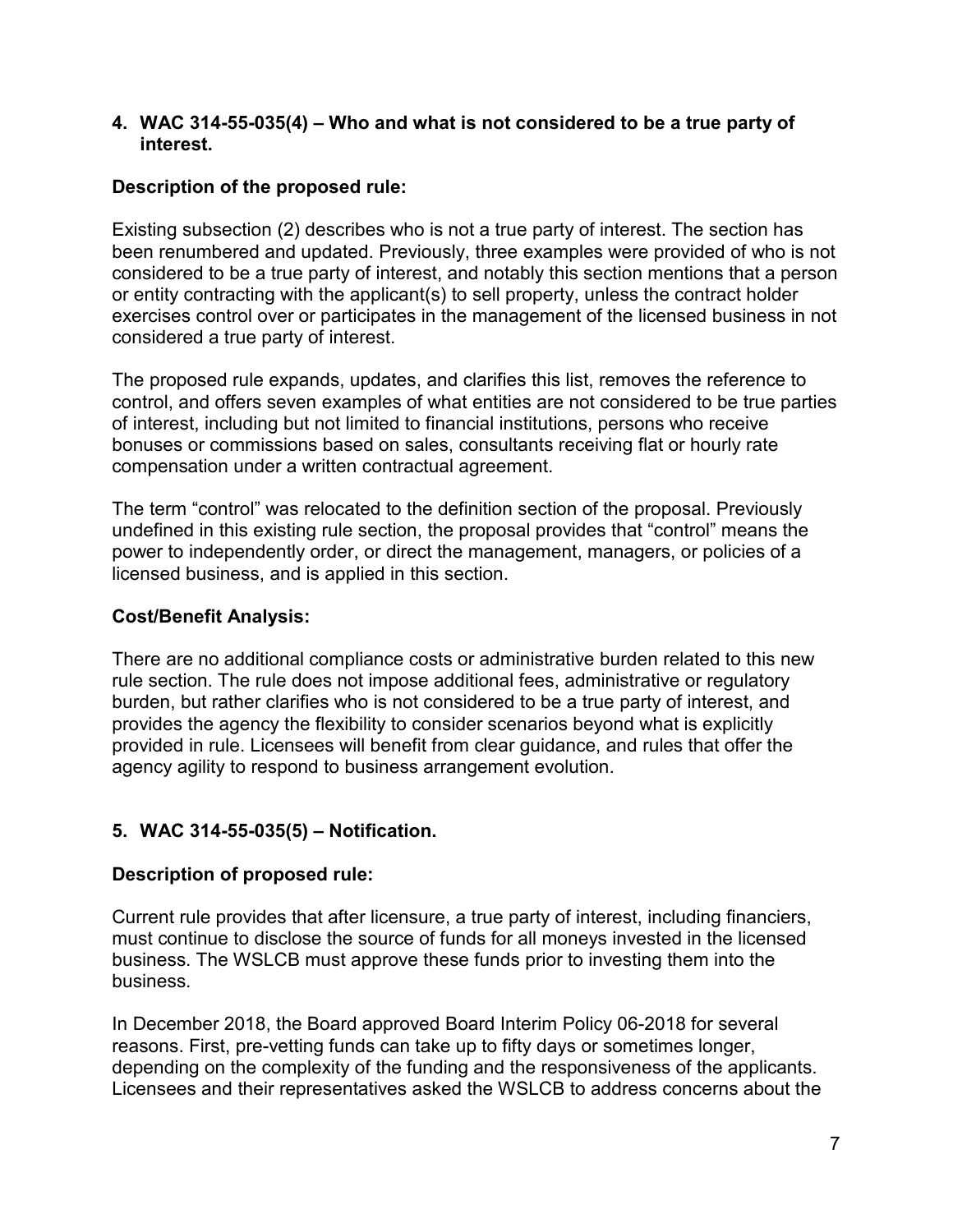## 4. WAC 314-55-035(4) – Who and what is not considered to be a true party of interest.

### Description of the proposed rule:

Existing subsection (2) describes who is not a true party of interest. The section has been renumbered and updated. Previously, three examples were provided of who is not considered to be a true party of interest, and notably this section mentions that a person or entity contracting with the applicant(s) to sell property, unless the contract holder exercises control over or participates in the management of the licensed business in not considered a true party of interest.

The proposed rule expands, updates, and clarifies this list, removes the reference to control, and offers seven examples of what entities are not considered to be true parties of interest, including but not limited to financial institutions, persons who receive bonuses or commissions based on sales, consultants receiving flat or hourly rate compensation under a written contractual agreement.

The term "control" was relocated to the definition section of the proposal. Previously undefined in this existing rule section, the proposal provides that "control" means the power to independently order, or direct the management, managers, or policies of a licensed business, and is applied in this section.

### Cost/Benefit Analysis:

There are no additional compliance costs or administrative burden related to this new rule section. The rule does not impose additional fees, administrative or regulatory burden, but rather clarifies who is not considered to be a true party of interest, and provides the agency the flexibility to consider scenarios beyond what is explicitly provided in rule. Licensees will benefit from clear guidance, and rules that offer the agency agility to respond to business arrangement evolution.

## 5. WAC 314-55-035(5) – Notification.

### Description of proposed rule:

Current rule provides that after licensure, a true party of interest, including financiers, must continue to disclose the source of funds for all moneys invested in the licensed business. The WSLCB must approve these funds prior to investing them into the business.

In December 2018, the Board approved Board Interim Policy 06-2018 for several reasons. First, pre-vetting funds can take up to fifty days or sometimes longer, depending on the complexity of the funding and the responsiveness of the applicants. Licensees and their representatives asked the WSLCB to address concerns about the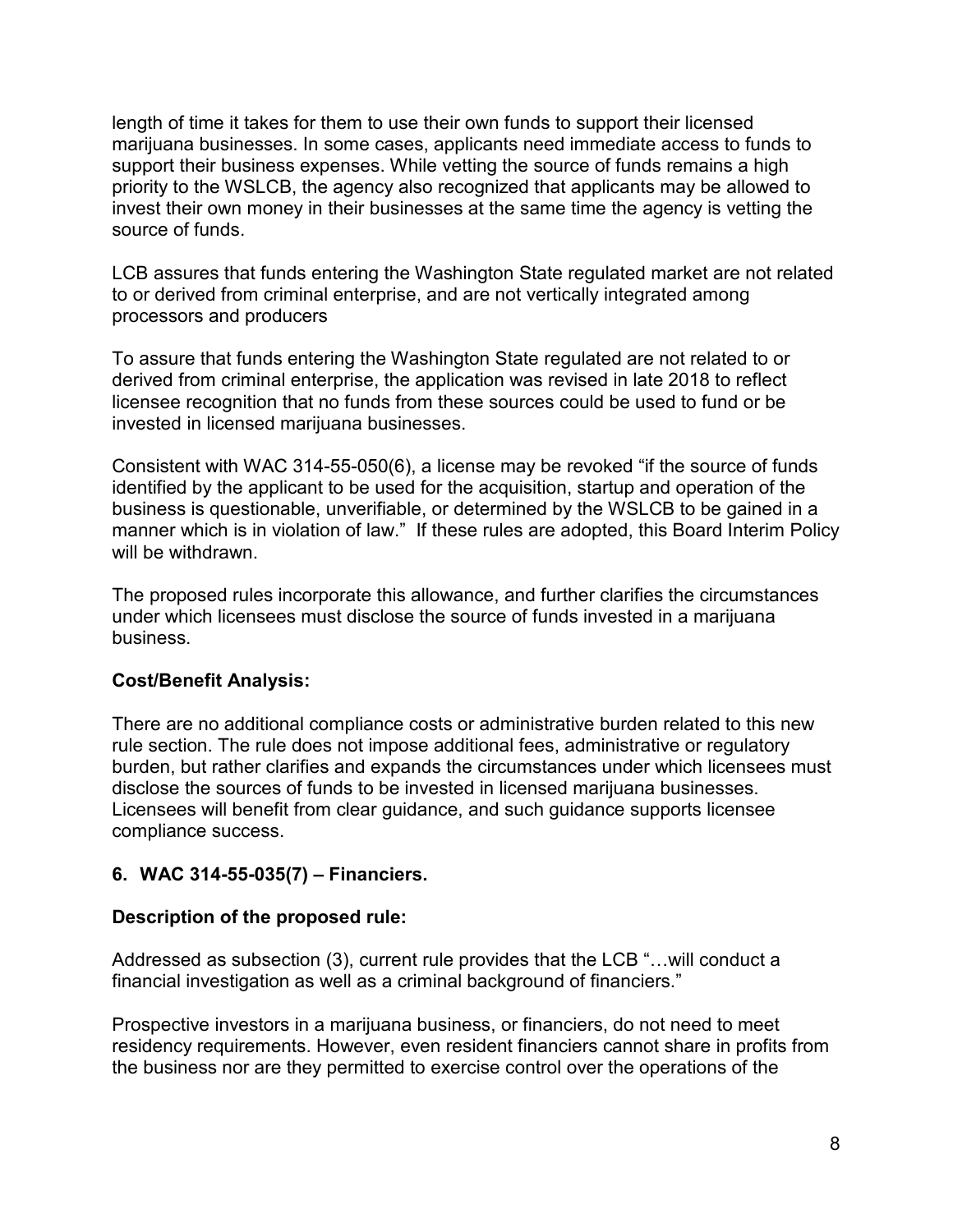length of time it takes for them to use their own funds to support their licensed marijuana businesses. In some cases, applicants need immediate access to funds to support their business expenses. While vetting the source of funds remains a high priority to the WSLCB, the agency also recognized that applicants may be allowed to invest their own money in their businesses at the same time the agency is vetting the source of funds.

LCB assures that funds entering the Washington State regulated market are not related to or derived from criminal enterprise, and are not vertically integrated among processors and producers

To assure that funds entering the Washington State regulated are not related to or derived from criminal enterprise, the application was revised in late 2018 to reflect licensee recognition that no funds from these sources could be used to fund or be invested in licensed marijuana businesses.

Consistent with WAC 314-55-050(6), a license may be revoked "if the source of funds identified by the applicant to be used for the acquisition, startup and operation of the business is questionable, unverifiable, or determined by the WSLCB to be gained in a manner which is in violation of law." If these rules are adopted, this Board Interim Policy will be withdrawn.

The proposed rules incorporate this allowance, and further clarifies the circumstances under which licensees must disclose the source of funds invested in a marijuana business.

**Cost/Benefit Analysis:**

There are no additional compliance costs or administrative burden related to this new rule section. The rule does not impose additional fees, administrative or regulatory burden, but rather clarifies and expands the circumstances under which licensees must disclose the sources of funds to be invested in licensed marijuana businesses. Licensees will benefit from clear guidance, and such guidance supports licensee compliance success.

**6. WAC 314-55-035(7) – Financiers.**

**Description of the proposed rule:**

Addressed as subsection (3), current rule provides that the LCB "…will conduct a financial investigation as well as a criminal background of financiers."

Prospective investors in a marijuana business, or financiers, do not need to meet residency requirements. However, even resident financiers cannot share in profits from the business nor are they permitted to exercise control over the operations of the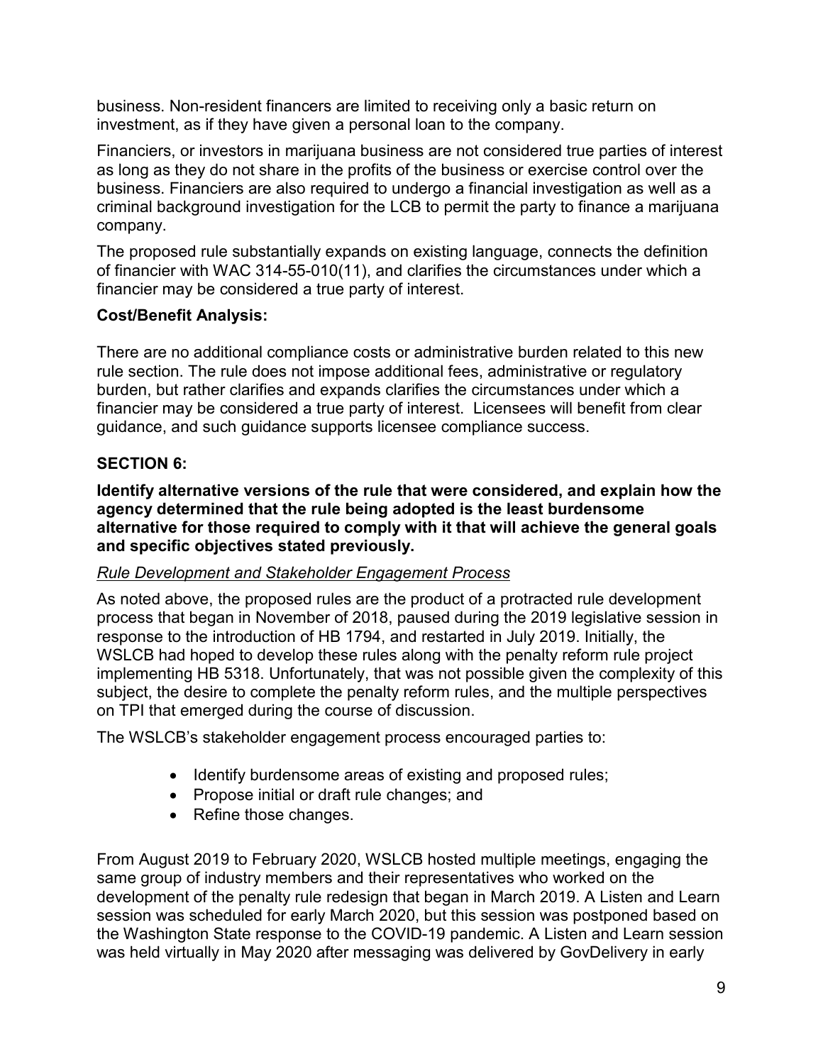business. Non-resident financers are limited to receiving only a basic return on investment, as if they have given a personal loan to the company.

Financiers, or investors in marijuana business are not considered true parties of interest as long as they do not share in the profits of the business or exercise control over the business. Financiers are also required to undergo a financial investigation as well as a criminal background investigation for the LCB to permit the party to finance a marijuana company.

The proposed rule substantially expands on existing language, connects the definition of financier with WAC 314-55-010(11), and clarifies the circumstances under which a financier may be considered a true party of interest.

**Cost/Benefit Analysis:**

There are no additional compliance costs or administrative burden related to this new rule section. The rule does not impose additional fees, administrative or regulatory burden, but rather clarifies and expands clarifies the circumstances under which a financier may be considered a true party of interest. Licensees will benefit from clear guidance, and such guidance supports licensee compliance success.

## SECTION 6:

**Identify alternative versions of the rule that were considered, and explain how the agency determined that the rule being adopted is the least burdensome alternative for those required to comply with it that will achieve the general goals and specific objectives stated previously.**

*Rule Development and Stakeholder Engagement Process*

As noted above, the proposed rules are the product of a protracted rule development process that began in November of 2018, paused during the 2019 legislative session in response to the introduction of HB 1794, and restarted in July 2019. Initially, the WSLCB had hoped to develop these rules along with the penalty reform rule project implementing HB 5318. Unfortunately, that was not possible given the complexity of this subject, the desire to complete the penalty reform rules, and the multiple perspectives on TPI that emerged during the course of discussion.

The WSLCB's stakeholder engagement process encouraged parties to:

- Identify burdensome areas of existing and proposed rules;
- Propose initial or draft rule changes; and
- Refine those changes.

From August 2019 to February 2020, WSLCB hosted multiple meetings, engaging the same group of industry members and their representatives who worked on the development of the penalty rule redesign that began in March 2019. A Listen and Learn session was scheduled for early March 2020, but this session was postponed based on the Washington State response to the COVID-19 pandemic. A Listen and Learn session was held virtually in May 2020 after messaging was delivered by GovDelivery in early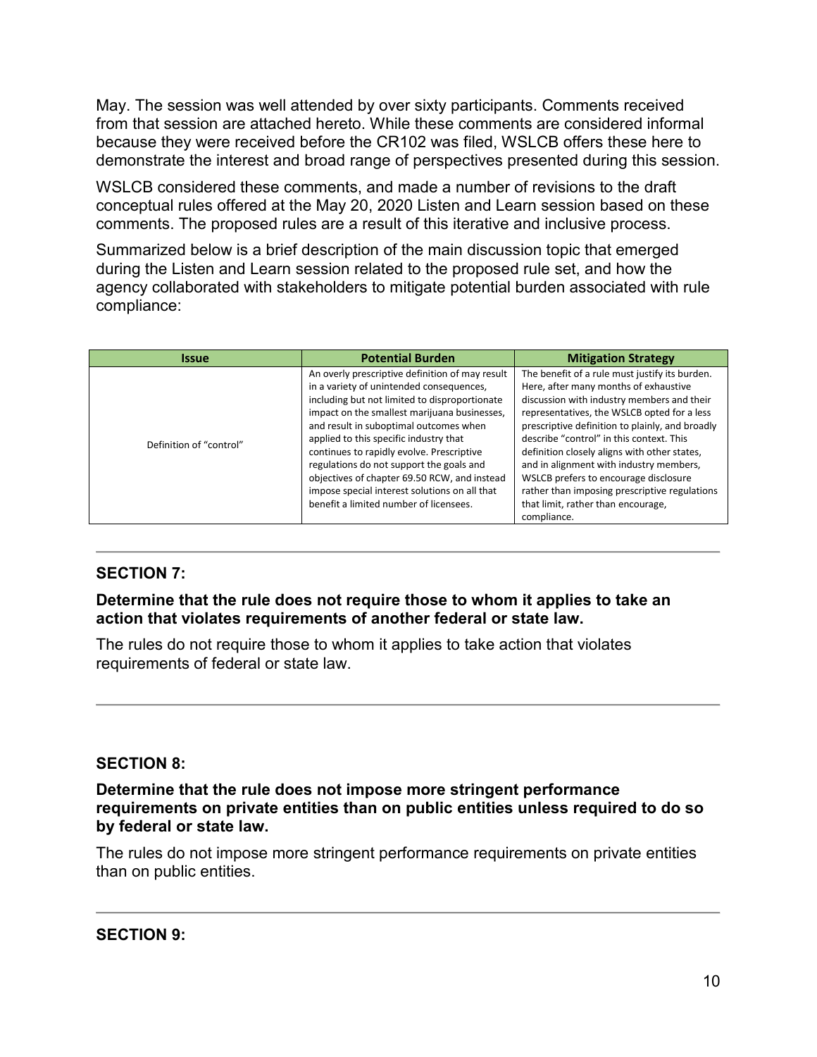May. The session was well attended by over sixty participants. Comments received from that session are attached hereto. While these comments are considered informal because they were received before the CR102 was filed, WSLCB offers these here to demonstrate the interest and broad range of perspectives presented during this session.

WSLCB considered these comments, and made a number of revisions to the draft conceptual rules offered at the May 20, 2020 Listen and Learn session based on these comments. The proposed rules are a result of this iterative and inclusive process.

Summarized below is a brief description of the main discussion topic that emerged during the Listen and Learn session related to the proposed rule set, and how the agency collaborated with stakeholders to mitigate potential burden associated with rule compliance:

| Issue | Potential Burden | Mitigation Strategy |
|---|---|---|
| Definition of "control" | An overly prescriptive definition of may result in a variety of unintended consequences, including but not limited to disproportionate impact on the smallest marijuana businesses, and result in suboptimal outcomes when applied to this specific industry that continues to rapidly evolve. Prescriptive regulations do not support the goals and objectives of chapter 69.50 RCW, and instead impose special interest solutions on all that benefit a limited number of licensees. | The benefit of a rule must justify its burden. Here, after many months of exhaustive discussion with industry members and their representatives, the WSLCB opted for a less prescriptive definition to plainly, and broadly describe "control" in this context. This definition closely aligns with other states, and in alignment with industry members, WSLCB prefers to encourage disclosure rather than imposing prescriptive regulations that limit, rather than encourage, compliance. |

---

### SECTION 7:

**Determine that the rule does not require those to whom it applies to take an action that violates requirements of another federal or state law.**

The rules do not require those to whom it applies to take action that violates requirements of federal or state law.

---

### SECTION 8:

**Determine that the rule does not impose more stringent performance requirements on private entities than on public entities unless required to do so by federal or state law.**

The rules do not impose more stringent performance requirements on private entities than on public entities.

---

### SECTION 9: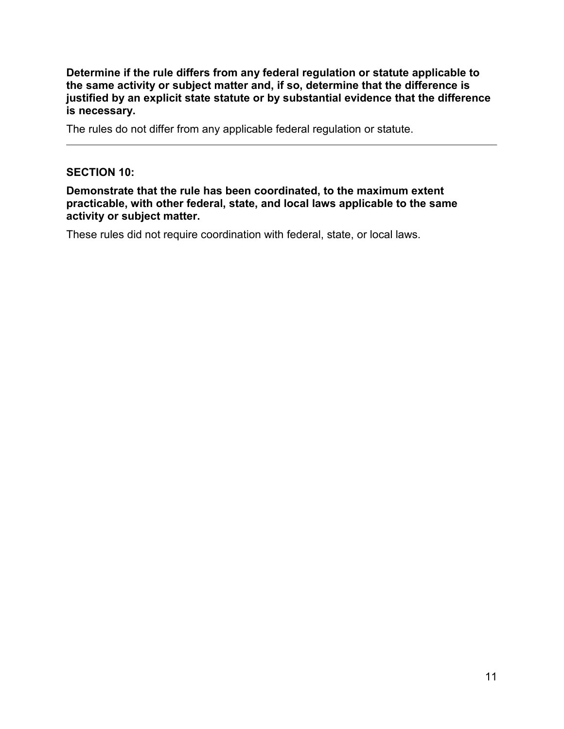**Determine if the rule differs from any federal regulation or statute applicable to the same activity or subject matter and, if so, determine that the difference is justified by an explicit state statute or by substantial evidence that the difference is necessary.**

The rules do not differ from any applicable federal regulation or statute.

---

### SECTION 10:

**Demonstrate that the rule has been coordinated, to the maximum extent practicable, with other federal, state, and local laws applicable to the same activity or subject matter.**

These rules did not require coordination with federal, state, or local laws.